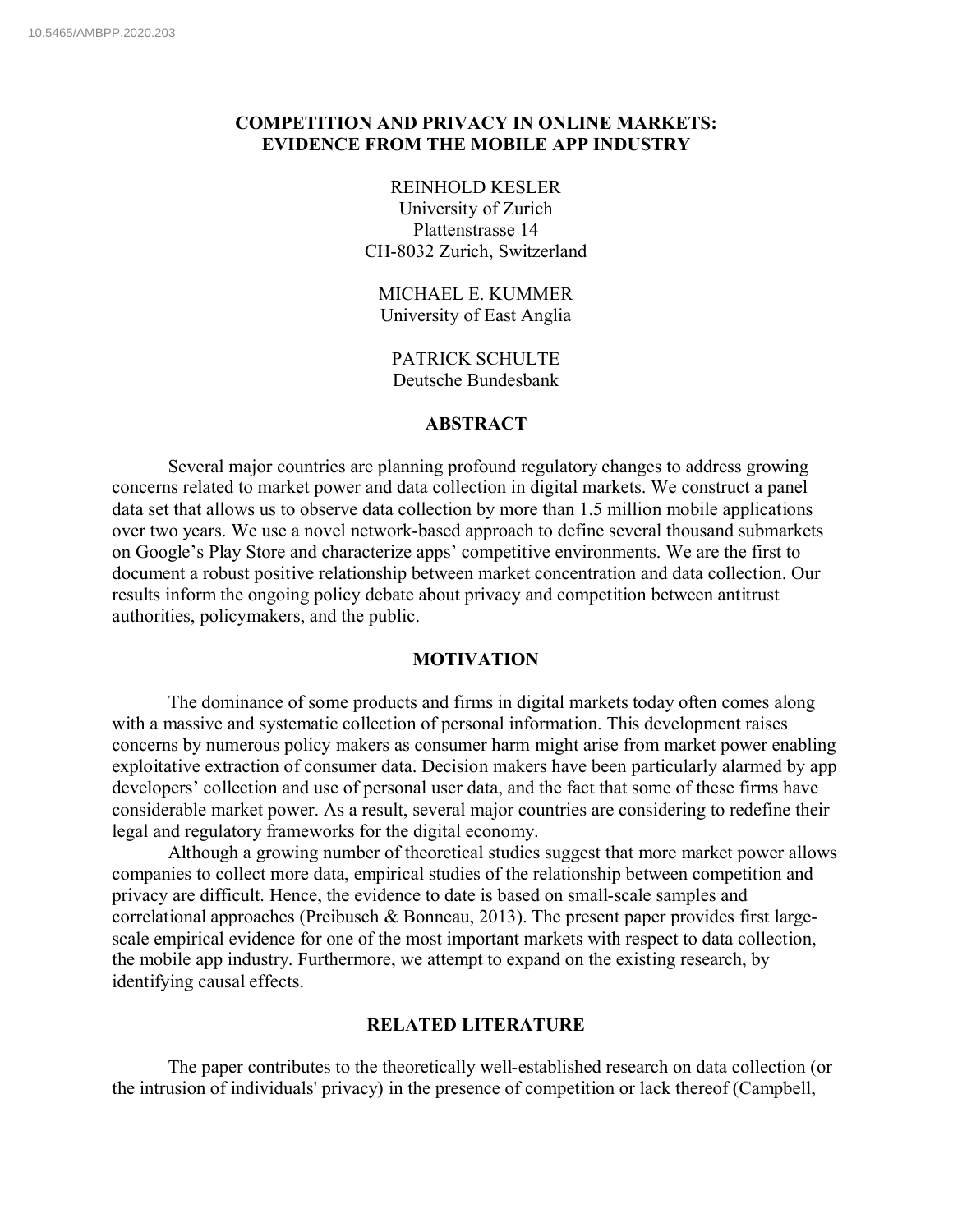10.5465/AMBPP.2020.203

# COMPETITION AND PRIVACY IN ONLINE MARKETS: EVIDENCE FROM THE MOBILE APP INDUSTRY

REINHOLD KESLER
University of Zurich
Plattenstrasse 14
CH-8032 Zurich, Switzerland

MICHAEL E. KUMMER
University of East Anglia

PATRICK SCHULTE
Deutsche Bundesbank

## ABSTRACT

Several major countries are planning profound regulatory changes to address growing concerns related to market power and data collection in digital markets. We construct a panel data set that allows us to observe data collection by more than 1.5 million mobile applications over two years. We use a novel network-based approach to define several thousand submarkets on Google's Play Store and characterize apps' competitive environments. We are the first to document a robust positive relationship between market concentration and data collection. Our results inform the ongoing policy debate about privacy and competition between antitrust authorities, policymakers, and the public.

## MOTIVATION

The dominance of some products and firms in digital markets today often comes along with a massive and systematic collection of personal information. This development raises concerns by numerous policy makers as consumer harm might arise from market power enabling exploitative extraction of consumer data. Decision makers have been particularly alarmed by app developers' collection and use of personal user data, and the fact that some of these firms have considerable market power. As a result, several major countries are considering to redefine their legal and regulatory frameworks for the digital economy.

Although a growing number of theoretical studies suggest that more market power allows companies to collect more data, empirical studies of the relationship between competition and privacy are difficult. Hence, the evidence to date is based on small-scale samples and correlational approaches (Preibusch & Bonneau, 2013). The present paper provides first large-scale empirical evidence for one of the most important markets with respect to data collection, the mobile app industry. Furthermore, we attempt to expand on the existing research, by identifying causal effects.

## RELATED LITERATURE

The paper contributes to the theoretically well-established research on data collection (or the intrusion of individuals' privacy) in the presence of competition or lack thereof (Campbell,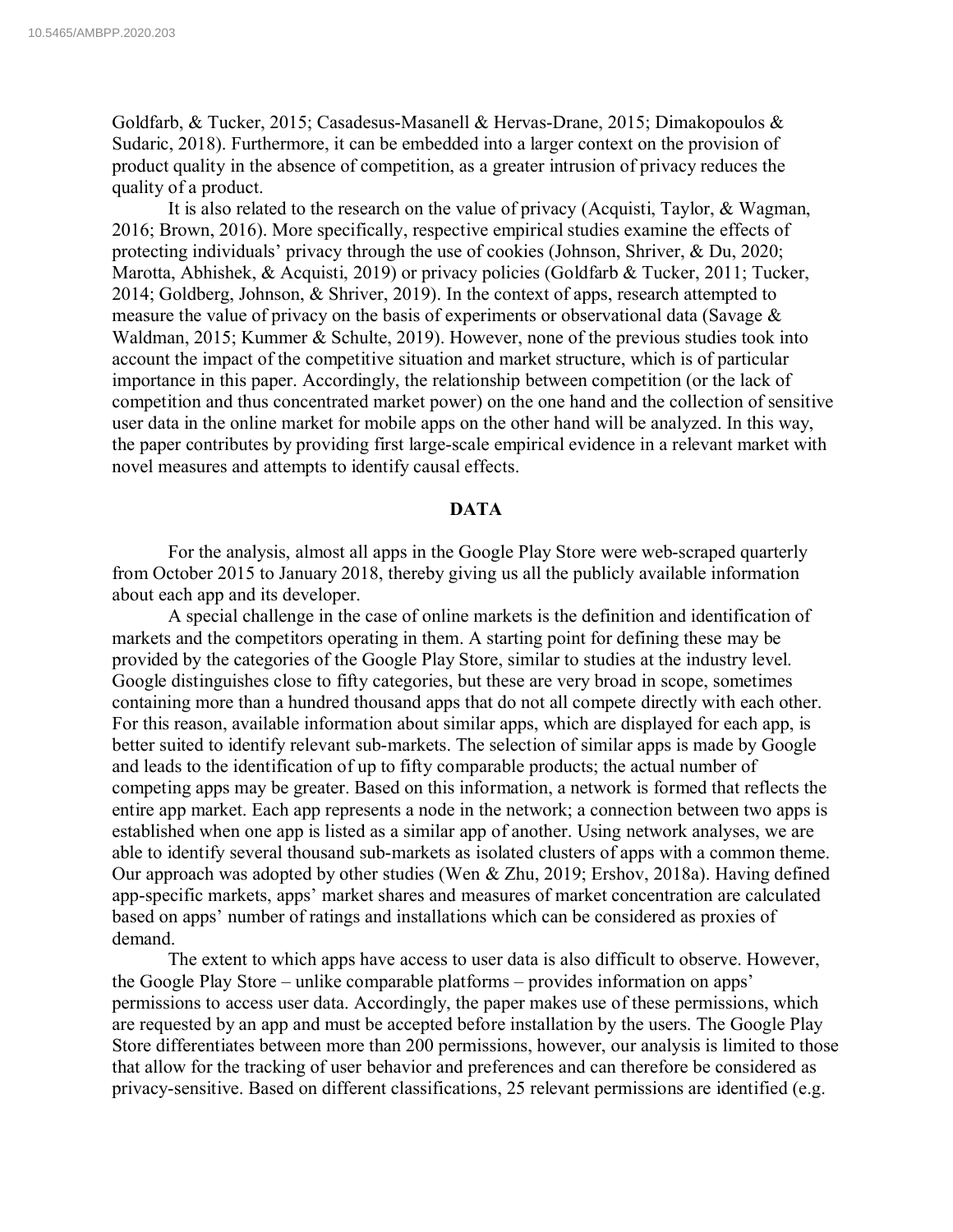Goldfarb, & Tucker, 2015; Casadesus-Masanell & Hervas-Drane, 2015; Dimakopoulos & Sudaric, 2018). Furthermore, it can be embedded into a larger context on the provision of product quality in the absence of competition, as a greater intrusion of privacy reduces the quality of a product.

It is also related to the research on the value of privacy (Acquisti, Taylor, & Wagman, 2016; Brown, 2016). More specifically, respective empirical studies examine the effects of protecting individuals' privacy through the use of cookies (Johnson, Shriver, & Du, 2020; Marotta, Abhishek, & Acquisti, 2019) or privacy policies (Goldfarb & Tucker, 2011; Tucker, 2014; Goldberg, Johnson, & Shriver, 2019). In the context of apps, research attempted to measure the value of privacy on the basis of experiments or observational data (Savage & Waldman, 2015; Kummer & Schulte, 2019). However, none of the previous studies took into account the impact of the competitive situation and market structure, which is of particular importance in this paper. Accordingly, the relationship between competition (or the lack of competition and thus concentrated market power) on the one hand and the collection of sensitive user data in the online market for mobile apps on the other hand will be analyzed. In this way, the paper contributes by providing first large-scale empirical evidence in a relevant market with novel measures and attempts to identify causal effects.

## DATA

For the analysis, almost all apps in the Google Play Store were web-scraped quarterly from October 2015 to January 2018, thereby giving us all the publicly available information about each app and its developer.

A special challenge in the case of online markets is the definition and identification of markets and the competitors operating in them. A starting point for defining these may be provided by the categories of the Google Play Store, similar to studies at the industry level. Google distinguishes close to fifty categories, but these are very broad in scope, sometimes containing more than a hundred thousand apps that do not all compete directly with each other. For this reason, available information about similar apps, which are displayed for each app, is better suited to identify relevant sub-markets. The selection of similar apps is made by Google and leads to the identification of up to fifty comparable products; the actual number of competing apps may be greater. Based on this information, a network is formed that reflects the entire app market. Each app represents a node in the network; a connection between two apps is established when one app is listed as a similar app of another. Using network analyses, we are able to identify several thousand sub-markets as isolated clusters of apps with a common theme. Our approach was adopted by other studies (Wen & Zhu, 2019; Ershov, 2018a). Having defined app-specific markets, apps' market shares and measures of market concentration are calculated based on apps' number of ratings and installations which can be considered as proxies of demand.

The extent to which apps have access to user data is also difficult to observe. However, the Google Play Store – unlike comparable platforms – provides information on apps' permissions to access user data. Accordingly, the paper makes use of these permissions, which are requested by an app and must be accepted before installation by the users. The Google Play Store differentiates between more than 200 permissions, however, our analysis is limited to those that allow for the tracking of user behavior and preferences and can therefore be considered as privacy-sensitive. Based on different classifications, 25 relevant permissions are identified (e.g.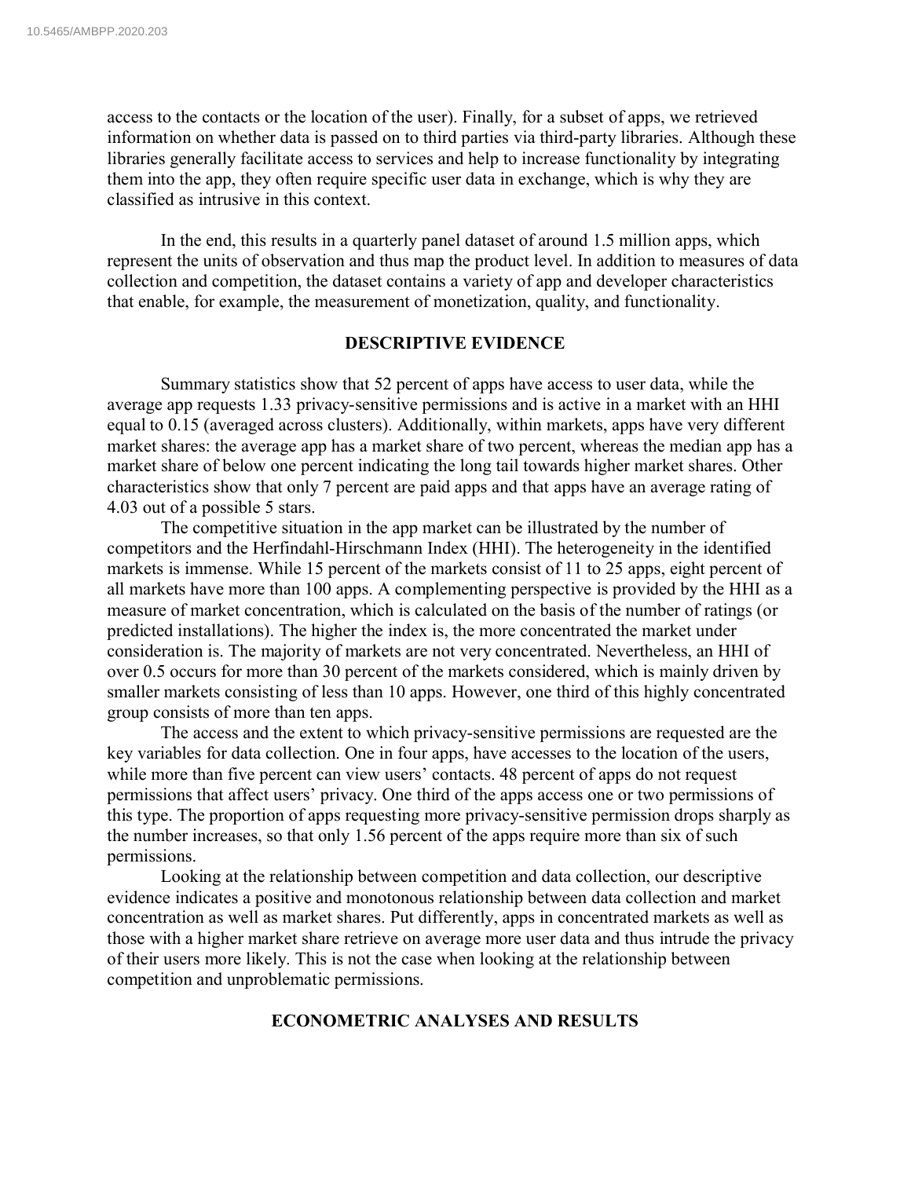access to the contacts or the location of the user). Finally, for a subset of apps, we retrieved information on whether data is passed on to third parties via third-party libraries. Although these libraries generally facilitate access to services and help to increase functionality by integrating them into the app, they often require specific user data in exchange, which is why they are classified as intrusive in this context.

In the end, this results in a quarterly panel dataset of around 1.5 million apps, which represent the units of observation and thus map the product level. In addition to measures of data collection and competition, the dataset contains a variety of app and developer characteristics that enable, for example, the measurement of monetization, quality, and functionality.

## DESCRIPTIVE EVIDENCE

Summary statistics show that 52 percent of apps have access to user data, while the average app requests 1.33 privacy-sensitive permissions and is active in a market with an HHI equal to 0.15 (averaged across clusters). Additionally, within markets, apps have very different market shares: the average app has a market share of two percent, whereas the median app has a market share of below one percent indicating the long tail towards higher market shares. Other characteristics show that only 7 percent are paid apps and that apps have an average rating of 4.03 out of a possible 5 stars.

The competitive situation in the app market can be illustrated by the number of competitors and the Herfindahl-Hirschmann Index (HHI). The heterogeneity in the identified markets is immense. While 15 percent of the markets consist of 11 to 25 apps, eight percent of all markets have more than 100 apps. A complementing perspective is provided by the HHI as a measure of market concentration, which is calculated on the basis of the number of ratings (or predicted installations). The higher the index is, the more concentrated the market under consideration is. The majority of markets are not very concentrated. Nevertheless, an HHI of over 0.5 occurs for more than 30 percent of the markets considered, which is mainly driven by smaller markets consisting of less than 10 apps. However, one third of this highly concentrated group consists of more than ten apps.

The access and the extent to which privacy-sensitive permissions are requested are the key variables for data collection. One in four apps, have accesses to the location of the users, while more than five percent can view users' contacts. 48 percent of apps do not request permissions that affect users' privacy. One third of the apps access one or two permissions of this type. The proportion of apps requesting more privacy-sensitive permission drops sharply as the number increases, so that only 1.56 percent of the apps require more than six of such permissions.

Looking at the relationship between competition and data collection, our descriptive evidence indicates a positive and monotonous relationship between data collection and market concentration as well as market shares. Put differently, apps in concentrated markets as well as those with a higher market share retrieve on average more user data and thus intrude the privacy of their users more likely. This is not the case when looking at the relationship between competition and unproblematic permissions.

## ECONOMETRIC ANALYSES AND RESULTS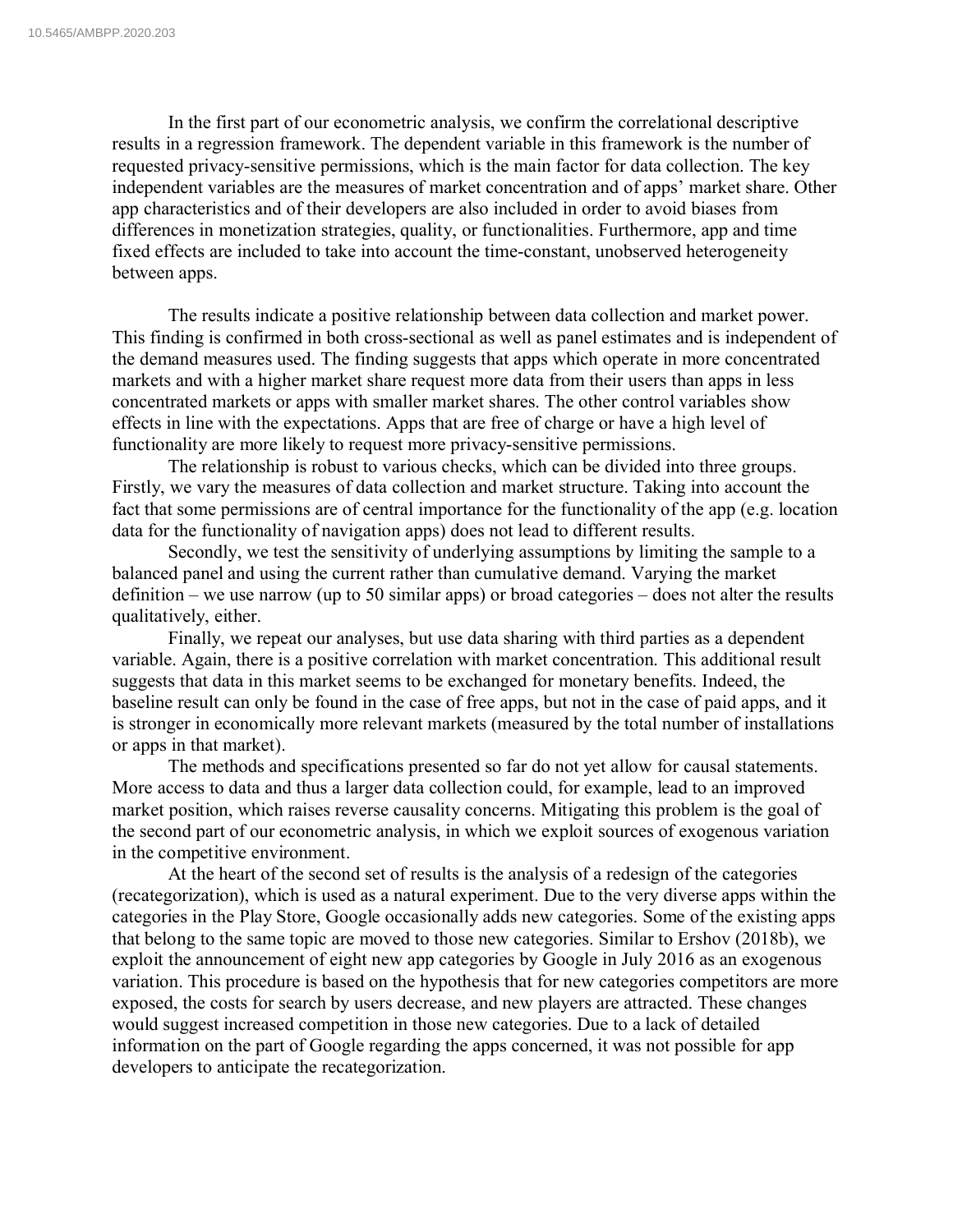In the first part of our econometric analysis, we confirm the correlational descriptive results in a regression framework. The dependent variable in this framework is the number of requested privacy-sensitive permissions, which is the main factor for data collection. The key independent variables are the measures of market concentration and of apps' market share. Other app characteristics and of their developers are also included in order to avoid biases from differences in monetization strategies, quality, or functionalities. Furthermore, app and time fixed effects are included to take into account the time-constant, unobserved heterogeneity between apps.

The results indicate a positive relationship between data collection and market power. This finding is confirmed in both cross-sectional as well as panel estimates and is independent of the demand measures used. The finding suggests that apps which operate in more concentrated markets and with a higher market share request more data from their users than apps in less concentrated markets or apps with smaller market shares. The other control variables show effects in line with the expectations. Apps that are free of charge or have a high level of functionality are more likely to request more privacy-sensitive permissions.

The relationship is robust to various checks, which can be divided into three groups. Firstly, we vary the measures of data collection and market structure. Taking into account the fact that some permissions are of central importance for the functionality of the app (e.g. location data for the functionality of navigation apps) does not lead to different results.

Secondly, we test the sensitivity of underlying assumptions by limiting the sample to a balanced panel and using the current rather than cumulative demand. Varying the market definition – we use narrow (up to 50 similar apps) or broad categories – does not alter the results qualitatively, either.

Finally, we repeat our analyses, but use data sharing with third parties as a dependent variable. Again, there is a positive correlation with market concentration. This additional result suggests that data in this market seems to be exchanged for monetary benefits. Indeed, the baseline result can only be found in the case of free apps, but not in the case of paid apps, and it is stronger in economically more relevant markets (measured by the total number of installations or apps in that market).

The methods and specifications presented so far do not yet allow for causal statements. More access to data and thus a larger data collection could, for example, lead to an improved market position, which raises reverse causality concerns. Mitigating this problem is the goal of the second part of our econometric analysis, in which we exploit sources of exogenous variation in the competitive environment.

At the heart of the second set of results is the analysis of a redesign of the categories (recategorization), which is used as a natural experiment. Due to the very diverse apps within the categories in the Play Store, Google occasionally adds new categories. Some of the existing apps that belong to the same topic are moved to those new categories. Similar to Ershov (2018b), we exploit the announcement of eight new app categories by Google in July 2016 as an exogenous variation. This procedure is based on the hypothesis that for new categories competitors are more exposed, the costs for search by users decrease, and new players are attracted. These changes would suggest increased competition in those new categories. Due to a lack of detailed information on the part of Google regarding the apps concerned, it was not possible for app developers to anticipate the recategorization.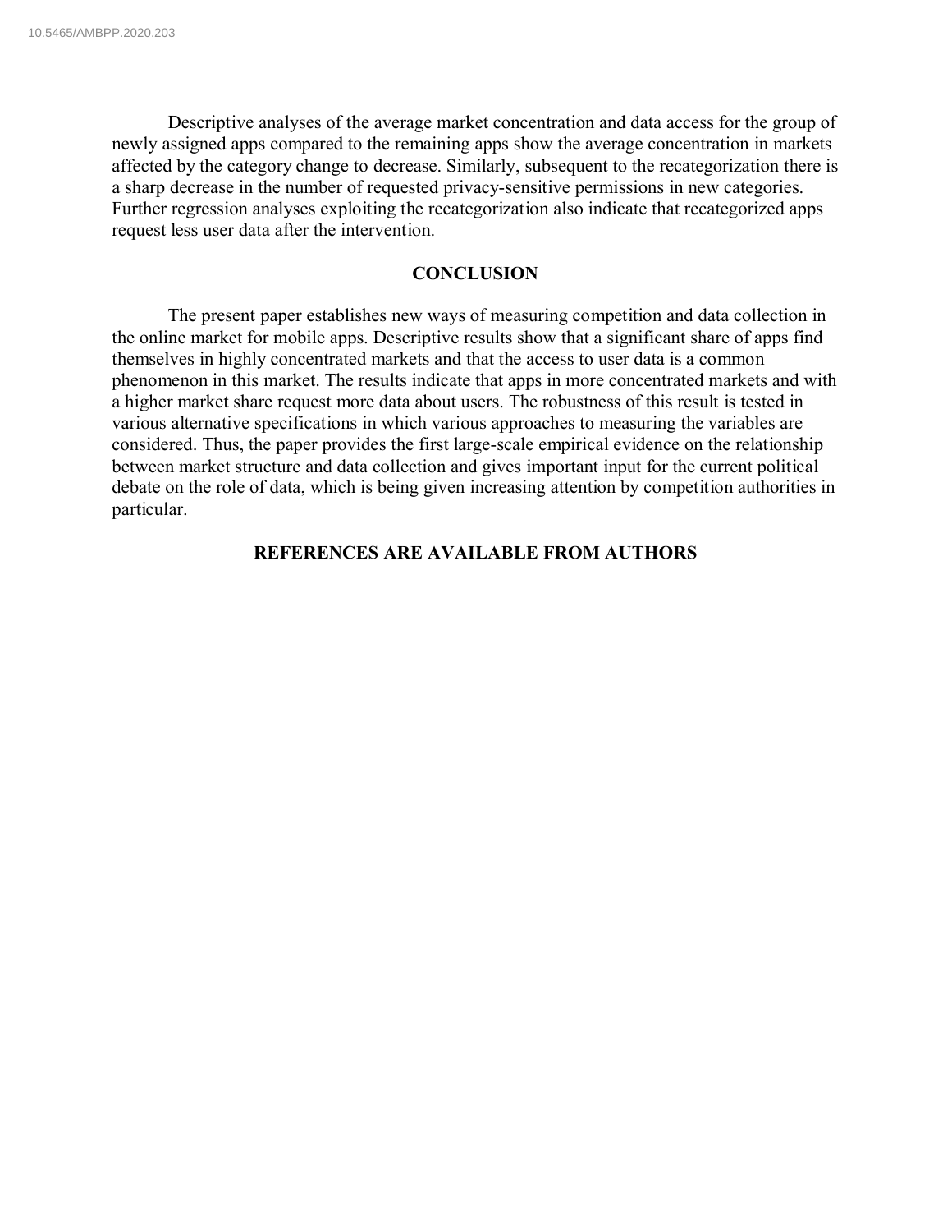Descriptive analyses of the average market concentration and data access for the group of newly assigned apps compared to the remaining apps show the average concentration in markets affected by the category change to decrease. Similarly, subsequent to the recategorization there is a sharp decrease in the number of requested privacy-sensitive permissions in new categories. Further regression analyses exploiting the recategorization also indicate that recategorized apps request less user data after the intervention.

## CONCLUSION

The present paper establishes new ways of measuring competition and data collection in the online market for mobile apps. Descriptive results show that a significant share of apps find themselves in highly concentrated markets and that the access to user data is a common phenomenon in this market. The results indicate that apps in more concentrated markets and with a higher market share request more data about users. The robustness of this result is tested in various alternative specifications in which various approaches to measuring the variables are considered. Thus, the paper provides the first large-scale empirical evidence on the relationship between market structure and data collection and gives important input for the current political debate on the role of data, which is being given increasing attention by competition authorities in particular.

## REFERENCES ARE AVAILABLE FROM AUTHORS